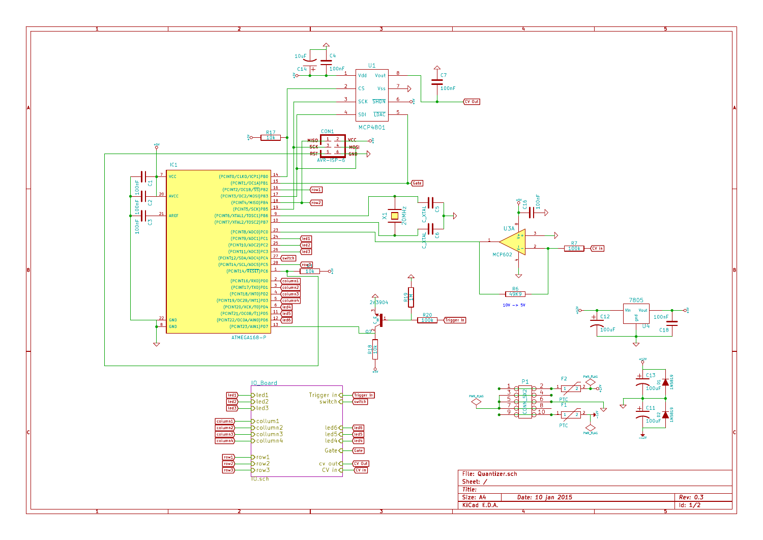| File: Quantizer.sch | |
|---|---|
| Sheet: / | |
| Title: | |
| Size: A4 | Date: 10 jan 2015 | Rev: 0.3 |
| KiCad E.D.A. | | Id: 1/2 |

IO_Board

IO.sch

Trigger in, switch, led1, led2, led3, column1, collumn2, collumn3, collumn4, led6, led5, led4, Gate, row1, row2, row3, cv out, CV in

IC1 ATMEGA168-P

U1 MCP4801

U3A MCP602

U4 7805

CON1 AVR-ISP-6

P1 CONN_5X2

X1 20MHz

Q2 2n3904

10V -> 5V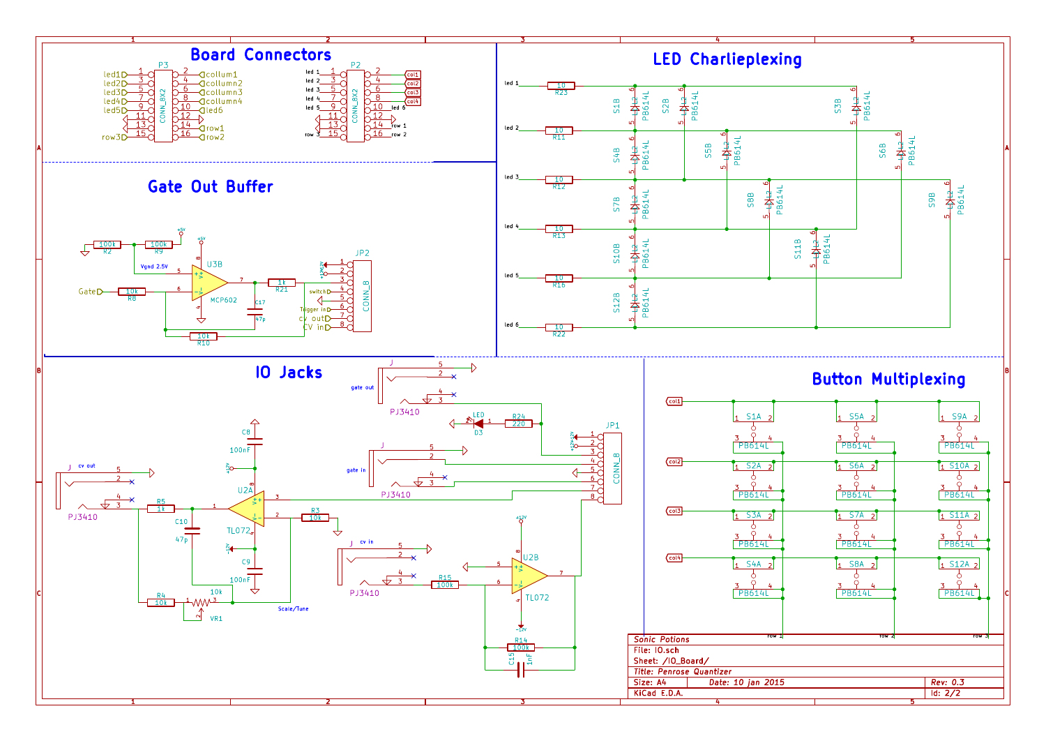## Board Connectors

P3 CONN_8X2

| | | |
|---|---|---|
| led1 | 1 | 2 | collum1 |
| led2 | 3 | 4 | collumn2 |
| led3 | 5 | 6 | collumn3 |
| led4 | 7 | 8 | collumn4 |
| led5 | 9 | 10 | led6 |
| | 11 | 12 | |
| | 13 | 14 | row1 |
| row3 | 15 | 16 | row2 |

P2 CONN_8X2

| | | | |
|---|---|---|---|
| led 1 | 1 | 2 | col1 |
| led 2 | 3 | 4 | col2 |
| led 3 | 5 | 6 | col3 |
| led 4 | 7 | 8 | col4 |
| led 5 | 9 | 10 | led 6 |
| | 11 | 12 | |
| | 13 | 14 | row 1 |
| row 3 | 15 | 16 | row 2 |

## Gate Out Buffer

+5V, 100k R2, 100k R9, Vgnd 2.5V, U3B MCP602, Gate, 10k R6, 1k R21, C17 47p, 10k R10, JP2 CONN_8, +12V, switch, Trigger in, cv out, CV in

## LED Charlieplexing

led 1 10 R23, led 2 10 R11, led 3 10 R12, led 4 10 R13, led 5 10 R16, led 6 10 R22

S1B, S2B, S3B, S4B, S5B, S6B, S7B, S8B, S9B, S10B, S11B, S12B — PB614L

## IO Jacks

J gate out PJ3410; LED D3, R24 220; JP1 CONN_8, +12V; J gate in PJ3410; J cv out PJ3410; C8 100nF; +12V; U2A TL072; R5 1k; C10 47p; R3 10k; C9 100nF; -12V; R4 10k; 10k VR1; Scale/Tune; J cv in PJ3410; R15 100k; U2B TL072; +12V; -12V; R14 100k; C15 1nF

## Button Multiplexing

col1: S1A, S5A, S9A — PB614L

col2: S2A, S6A, S10A — PB614L

col3: S3A, S7A, S11A — PB614L

col4: S4A, S8A, S12A — PB614L

row 1, row 2, row 3

| | |
|---|---|
| Sonic Potions | |
| File: IO.sch | |
| Sheet: /IO_Board/ | |
| Title: Penrose Quantizer | |
| Size: A4 Date: 10 jan 2015 | Rev: 0.3 |
| KiCad E.D.A. | Id: 2/2 |